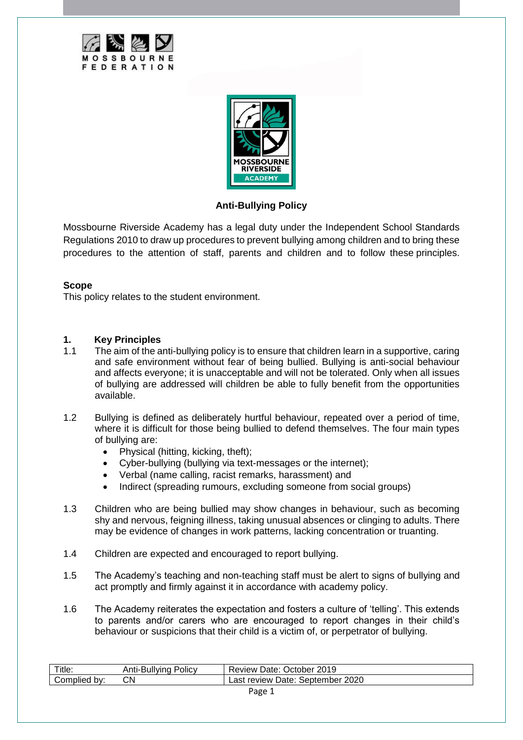MOSSBOURNE FEDERATION

MOSSBOURNE RIVERSIDE ACADEMY

# Anti-Bullying Policy

Mossbourne Riverside Academy has a legal duty under the Independent School Standards Regulations 2010 to draw up procedures to prevent bullying among children and to bring these procedures to the attention of staff, parents and children and to follow these principles.

**Scope**

This policy relates to the student environment.

## 1. Key Principles

1.1 The aim of the anti-bullying policy is to ensure that children learn in a supportive, caring and safe environment without fear of being bullied. Bullying is anti-social behaviour and affects everyone; it is unacceptable and will not be tolerated. Only when all issues of bullying are addressed will children be able to fully benefit from the opportunities available.

1.2 Bullying is defined as deliberately hurtful behaviour, repeated over a period of time, where it is difficult for those being bullied to defend themselves. The four main types of bullying are:

- Physical (hitting, kicking, theft);
- Cyber-bullying (bullying via text-messages or the internet);
- Verbal (name calling, racist remarks, harassment) and
- Indirect (spreading rumours, excluding someone from social groups)

1.3 Children who are being bullied may show changes in behaviour, such as becoming shy and nervous, feigning illness, taking unusual absences or clinging to adults. There may be evidence of changes in work patterns, lacking concentration or truanting.

1.4 Children are expected and encouraged to report bullying.

1.5 The Academy's teaching and non-teaching staff must be alert to signs of bullying and act promptly and firmly against it in accordance with academy policy.

1.6 The Academy reiterates the expectation and fosters a culture of 'telling'. This extends to parents and/or carers who are encouraged to report changes in their child's behaviour or suspicions that their child is a victim of, or perpetrator of bullying.

| Title: | Anti-Bullying Policy | Review Date: October 2019 |
|---|---|---|
| Complied by: | CN | Last review Date: September 2020 |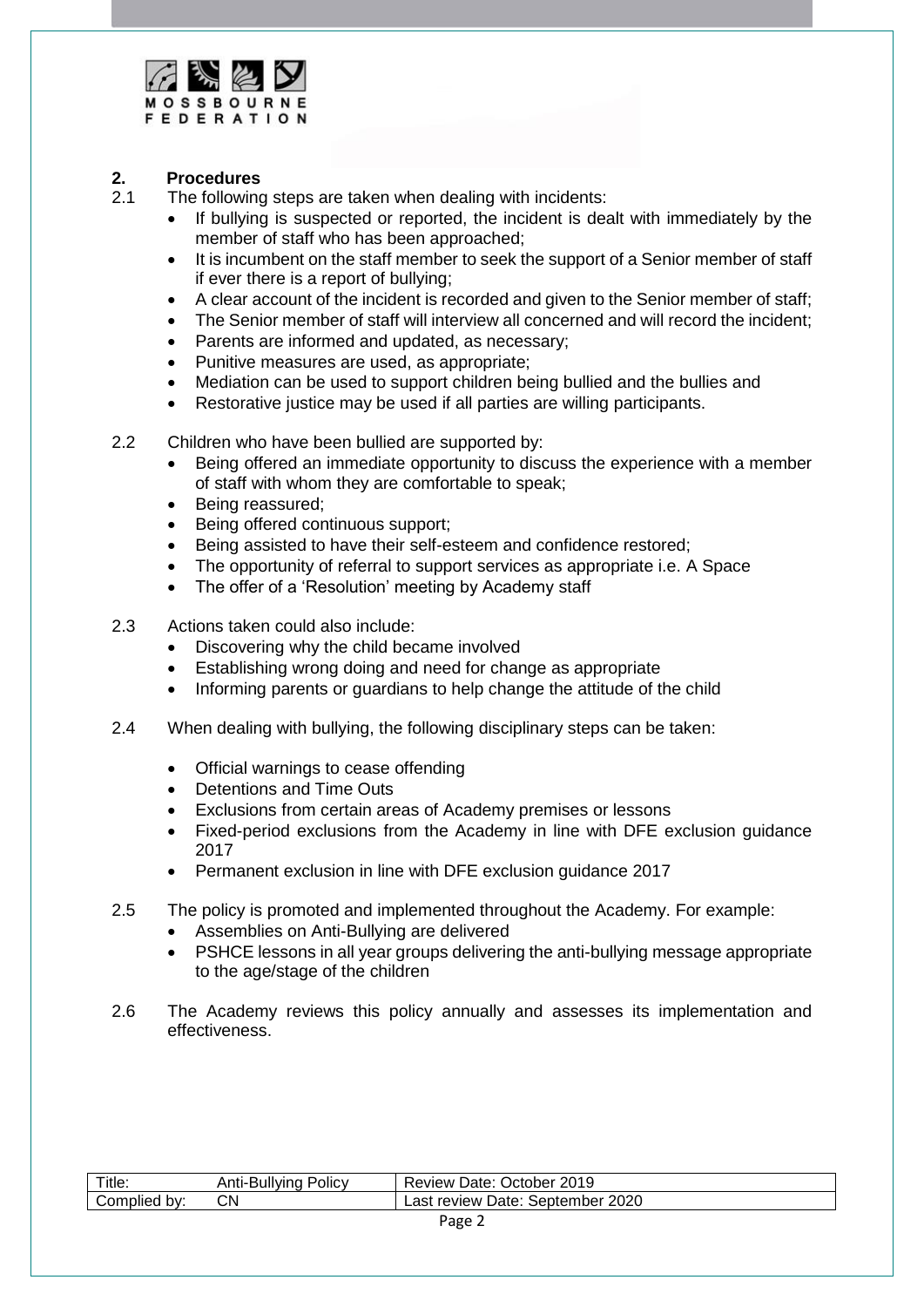## 2. Procedures

2.1 The following steps are taken when dealing with incidents:

- If bullying is suspected or reported, the incident is dealt with immediately by the member of staff who has been approached;
- It is incumbent on the staff member to seek the support of a Senior member of staff if ever there is a report of bullying;
- A clear account of the incident is recorded and given to the Senior member of staff;
- The Senior member of staff will interview all concerned and will record the incident;
- Parents are informed and updated, as necessary;
- Punitive measures are used, as appropriate;
- Mediation can be used to support children being bullied and the bullies and
- Restorative justice may be used if all parties are willing participants.

2.2 Children who have been bullied are supported by:

- Being offered an immediate opportunity to discuss the experience with a member of staff with whom they are comfortable to speak;
- Being reassured;
- Being offered continuous support;
- Being assisted to have their self-esteem and confidence restored;
- The opportunity of referral to support services as appropriate i.e. A Space
- The offer of a 'Resolution' meeting by Academy staff

2.3 Actions taken could also include:

- Discovering why the child became involved
- Establishing wrong doing and need for change as appropriate
- Informing parents or guardians to help change the attitude of the child

2.4 When dealing with bullying, the following disciplinary steps can be taken:

- Official warnings to cease offending
- Detentions and Time Outs
- Exclusions from certain areas of Academy premises or lessons
- Fixed-period exclusions from the Academy in line with DFE exclusion guidance 2017
- Permanent exclusion in line with DFE exclusion guidance 2017

2.5 The policy is promoted and implemented throughout the Academy. For example:

- Assemblies on Anti-Bullying are delivered
- PSHCE lessons in all year groups delivering the anti-bullying message appropriate to the age/stage of the children

2.6 The Academy reviews this policy annually and assesses its implementation and effectiveness.

| | | |
|---|---|---|
| Title: Anti-Bullying Policy | | Review Date: October 2019 |
| Complied by: CN | | Last review Date: September 2020 |